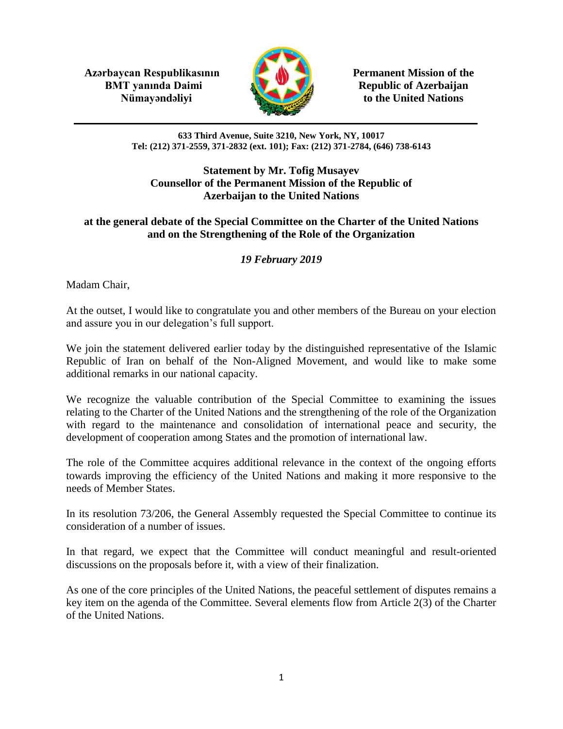**Azərbaycan Respublikasının BMT yanında Daimi Nümayəndəliyi**

**Permanent Mission of the Republic of Azerbaijan to the United Nations**

**633 Third Avenue, Suite 3210, New York, NY, 10017**
**Tel: (212) 371-2559, 371-2832 (ext. 101); Fax: (212) 371-2784, (646) 738-6143**

**Statement by Mr. Tofig Musayev**
**Counsellor of the Permanent Mission of the Republic of Azerbaijan to the United Nations**

**at the general debate of the Special Committee on the Charter of the United Nations and on the Strengthening of the Role of the Organization**

***19 February 2019***

Madam Chair,

At the outset, I would like to congratulate you and other members of the Bureau on your election and assure you in our delegation's full support.

We join the statement delivered earlier today by the distinguished representative of the Islamic Republic of Iran on behalf of the Non-Aligned Movement, and would like to make some additional remarks in our national capacity.

We recognize the valuable contribution of the Special Committee to examining the issues relating to the Charter of the United Nations and the strengthening of the role of the Organization with regard to the maintenance and consolidation of international peace and security, the development of cooperation among States and the promotion of international law.

The role of the Committee acquires additional relevance in the context of the ongoing efforts towards improving the efficiency of the United Nations and making it more responsive to the needs of Member States.

In its resolution 73/206, the General Assembly requested the Special Committee to continue its consideration of a number of issues.

In that regard, we expect that the Committee will conduct meaningful and result-oriented discussions on the proposals before it, with a view of their finalization.

As one of the core principles of the United Nations, the peaceful settlement of disputes remains a key item on the agenda of the Committee. Several elements flow from Article 2(3) of the Charter of the United Nations.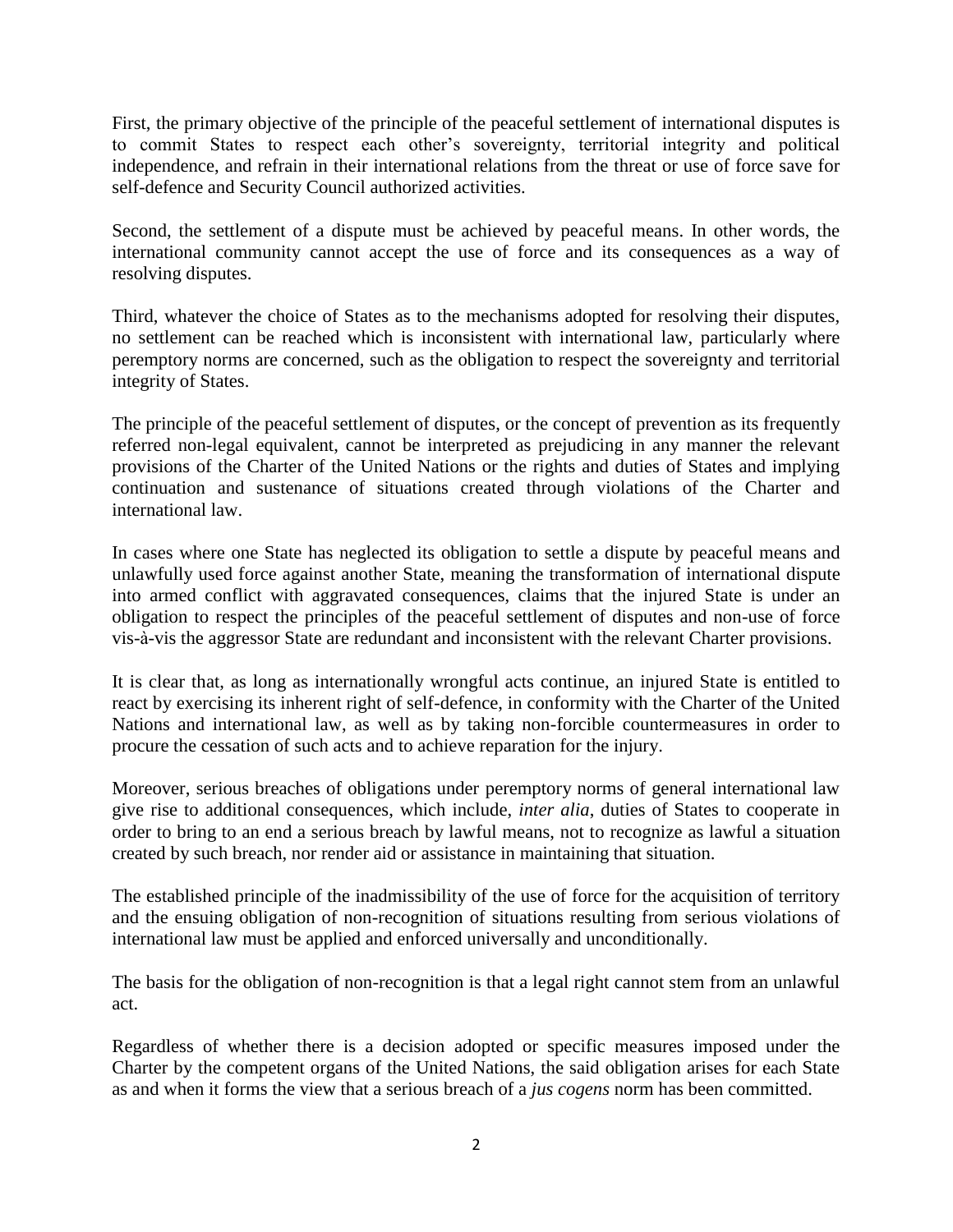First, the primary objective of the principle of the peaceful settlement of international disputes is to commit States to respect each other's sovereignty, territorial integrity and political independence, and refrain in their international relations from the threat or use of force save for self-defence and Security Council authorized activities.

Second, the settlement of a dispute must be achieved by peaceful means. In other words, the international community cannot accept the use of force and its consequences as a way of resolving disputes.

Third, whatever the choice of States as to the mechanisms adopted for resolving their disputes, no settlement can be reached which is inconsistent with international law, particularly where peremptory norms are concerned, such as the obligation to respect the sovereignty and territorial integrity of States.

The principle of the peaceful settlement of disputes, or the concept of prevention as its frequently referred non-legal equivalent, cannot be interpreted as prejudicing in any manner the relevant provisions of the Charter of the United Nations or the rights and duties of States and implying continuation and sustenance of situations created through violations of the Charter and international law.

In cases where one State has neglected its obligation to settle a dispute by peaceful means and unlawfully used force against another State, meaning the transformation of international dispute into armed conflict with aggravated consequences, claims that the injured State is under an obligation to respect the principles of the peaceful settlement of disputes and non-use of force vis-à-vis the aggressor State are redundant and inconsistent with the relevant Charter provisions.

It is clear that, as long as internationally wrongful acts continue, an injured State is entitled to react by exercising its inherent right of self-defence, in conformity with the Charter of the United Nations and international law, as well as by taking non-forcible countermeasures in order to procure the cessation of such acts and to achieve reparation for the injury.

Moreover, serious breaches of obligations under peremptory norms of general international law give rise to additional consequences, which include, *inter alia*, duties of States to cooperate in order to bring to an end a serious breach by lawful means, not to recognize as lawful a situation created by such breach, nor render aid or assistance in maintaining that situation.

The established principle of the inadmissibility of the use of force for the acquisition of territory and the ensuing obligation of non-recognition of situations resulting from serious violations of international law must be applied and enforced universally and unconditionally.

The basis for the obligation of non-recognition is that a legal right cannot stem from an unlawful act.

Regardless of whether there is a decision adopted or specific measures imposed under the Charter by the competent organs of the United Nations, the said obligation arises for each State as and when it forms the view that a serious breach of a *jus cogens* norm has been committed.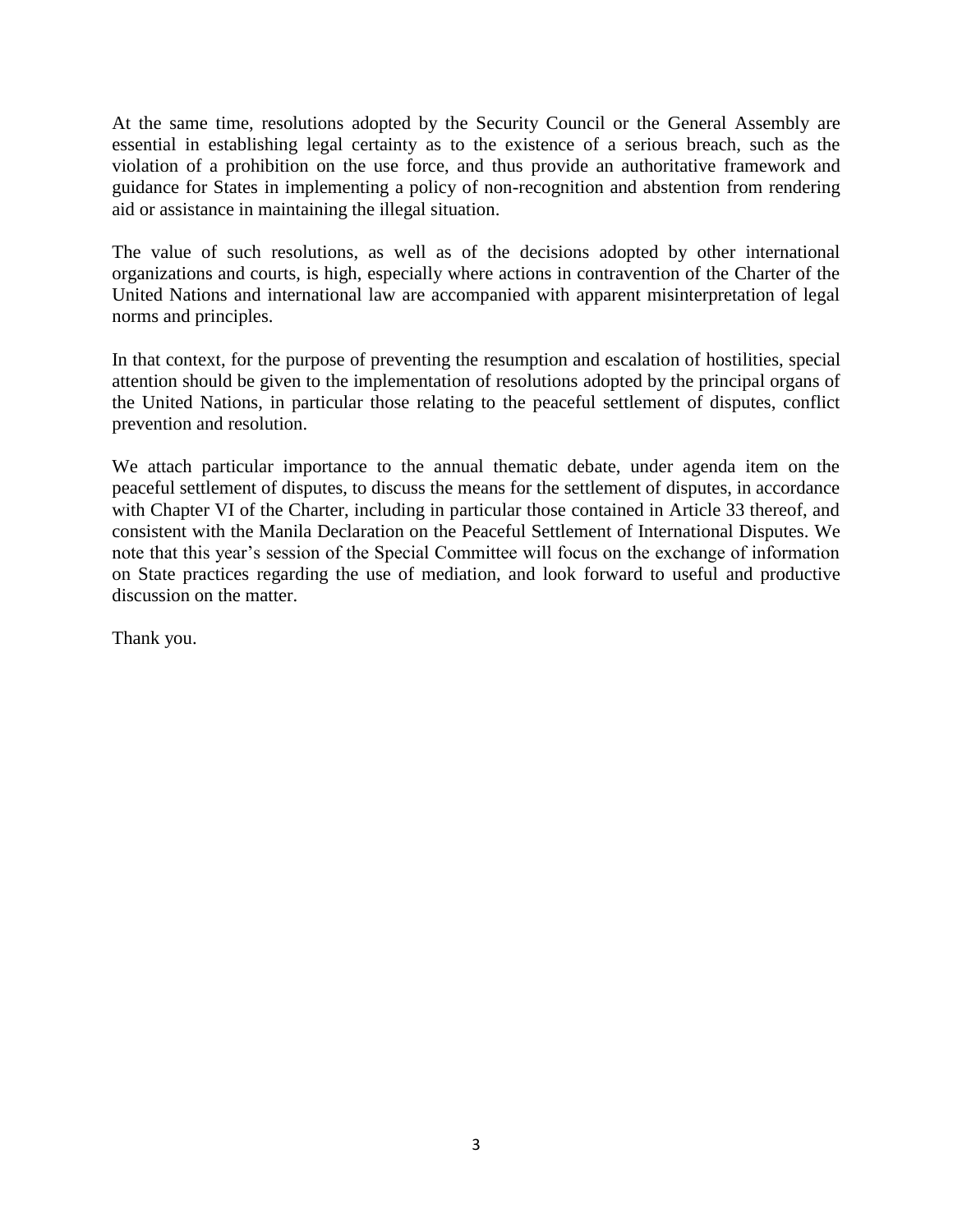At the same time, resolutions adopted by the Security Council or the General Assembly are essential in establishing legal certainty as to the existence of a serious breach, such as the violation of a prohibition on the use force, and thus provide an authoritative framework and guidance for States in implementing a policy of non-recognition and abstention from rendering aid or assistance in maintaining the illegal situation.

The value of such resolutions, as well as of the decisions adopted by other international organizations and courts, is high, especially where actions in contravention of the Charter of the United Nations and international law are accompanied with apparent misinterpretation of legal norms and principles.

In that context, for the purpose of preventing the resumption and escalation of hostilities, special attention should be given to the implementation of resolutions adopted by the principal organs of the United Nations, in particular those relating to the peaceful settlement of disputes, conflict prevention and resolution.

We attach particular importance to the annual thematic debate, under agenda item on the peaceful settlement of disputes, to discuss the means for the settlement of disputes, in accordance with Chapter VI of the Charter, including in particular those contained in Article 33 thereof, and consistent with the Manila Declaration on the Peaceful Settlement of International Disputes. We note that this year's session of the Special Committee will focus on the exchange of information on State practices regarding the use of mediation, and look forward to useful and productive discussion on the matter.

Thank you.